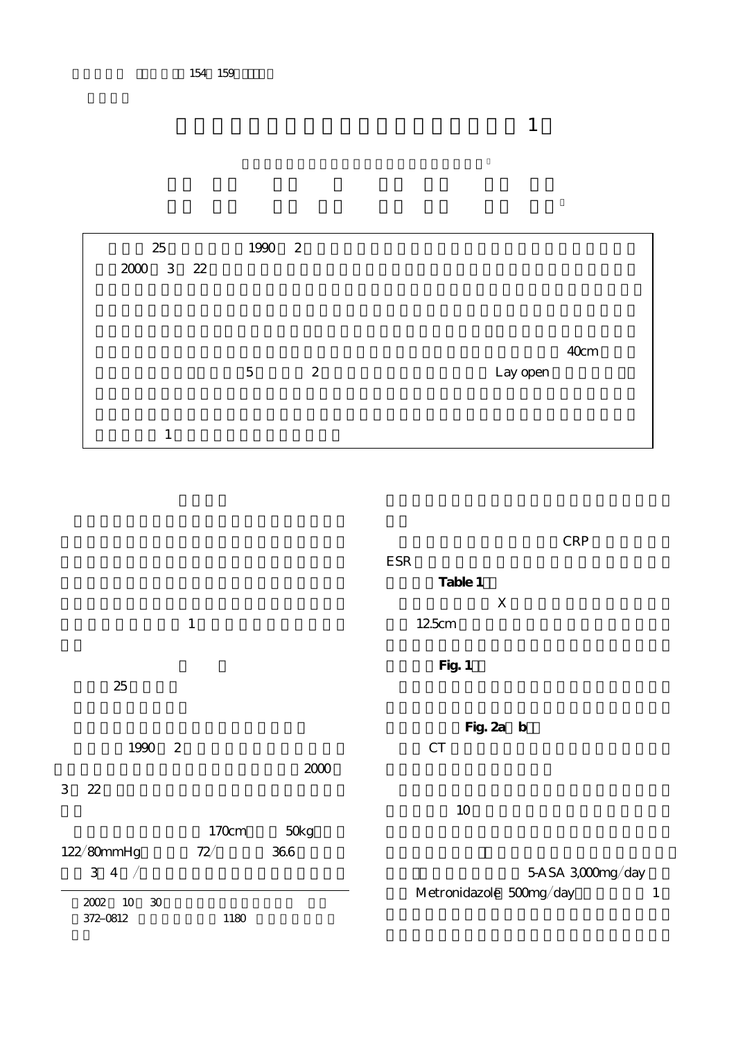# 1

25 1990 2
2000 3 22

40cm
5 2 Lay open

1

1

25

1990 2
2000
3 22

170cm 50kg
122/80mmHg 72/ 36.6
3 4 /

2002 10 30
372-0812 1180

CRP
ESR
**Table 1**
X
12.5cm

**Fig. 1**

**Fig. 2a b**
CT

10

5-ASA 3,000mg/day
Metronidazole 500mg/day 1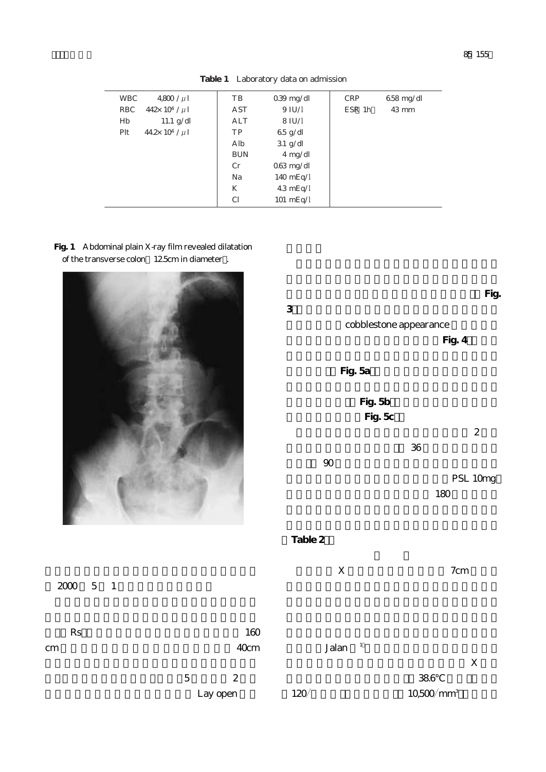**Table 1** Laboratory data on admission

| | | | | | |
|---|---|---|---|---|---|
| WBC | 4,800 / μl | TB | 0.39 mg/dl | CRP | 6.58 mg/dl |
| RBC | 442×10⁴ / μl | AST | 9 IU/l | ESR（1h） | 43 mm |
| Hb | 11.1 g/dl | ALT | 8 IU/l | | |
| Plt | 44.2×10⁴ / μl | TP | 6.5 g/dl | | |
| | | Alb | 3.1 g/dl | | |
| | | BUN | 4 mg/dl | | |
| | | Cr | 0.63 mg/dl | | |
| | | Na | 140 mEq/l | | |
| | | K | 4.3 mEq/l | | |
| | | Cl | 101 mEq/l | | |

**Fig. 1** Abdominal plain X-ray film revealed dilatation of the transverse colon（12.5cm in diameter）.

2000 5 1

Rs 160 cm 40cm

5 2

Lay open

Fig. 3

cobblestone appearance

Fig. 4

Fig. 5a

Fig. 5b

Fig. 5c

2

36

90

PSL 10mg

180

Table 2

X 7cm

Jalan [1]

X

38.6℃

120/

10,500/mm³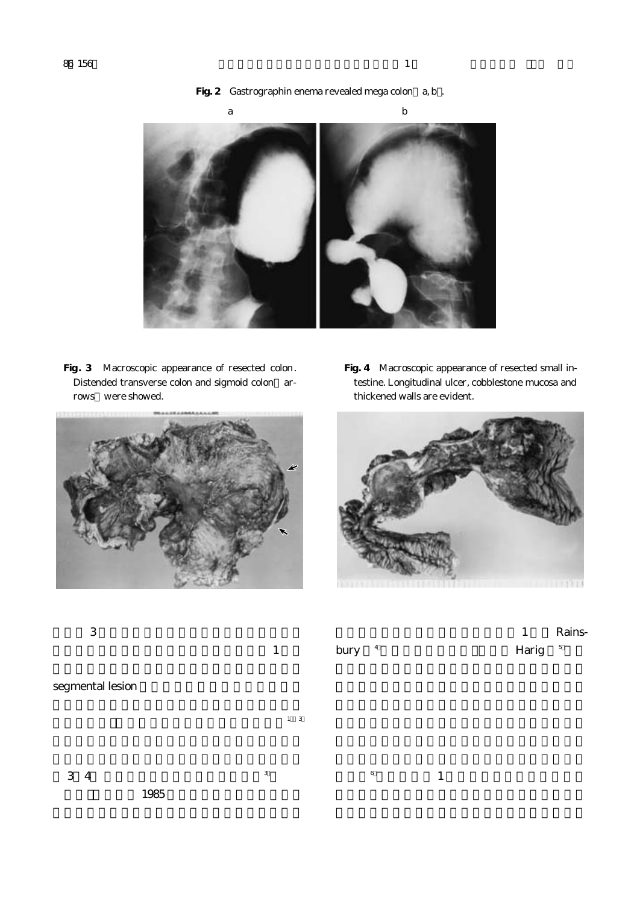**Fig. 2** Gastrographin enema revealed mega colon（a, b）.

a b

**Fig. 3** Macroscopic appearance of resected colon. Distended transverse colon and sigmoid colon（arrows）were showed.

**Fig. 4** Macroscopic appearance of resected small intestine. Longitudinal ulcer, cobblestone mucosa and thickened walls are evident.

3

1

segmental lesion

[1,3]

3 4 [3]

1985

1 Rainsbury[4] Harig[5]

[6] 1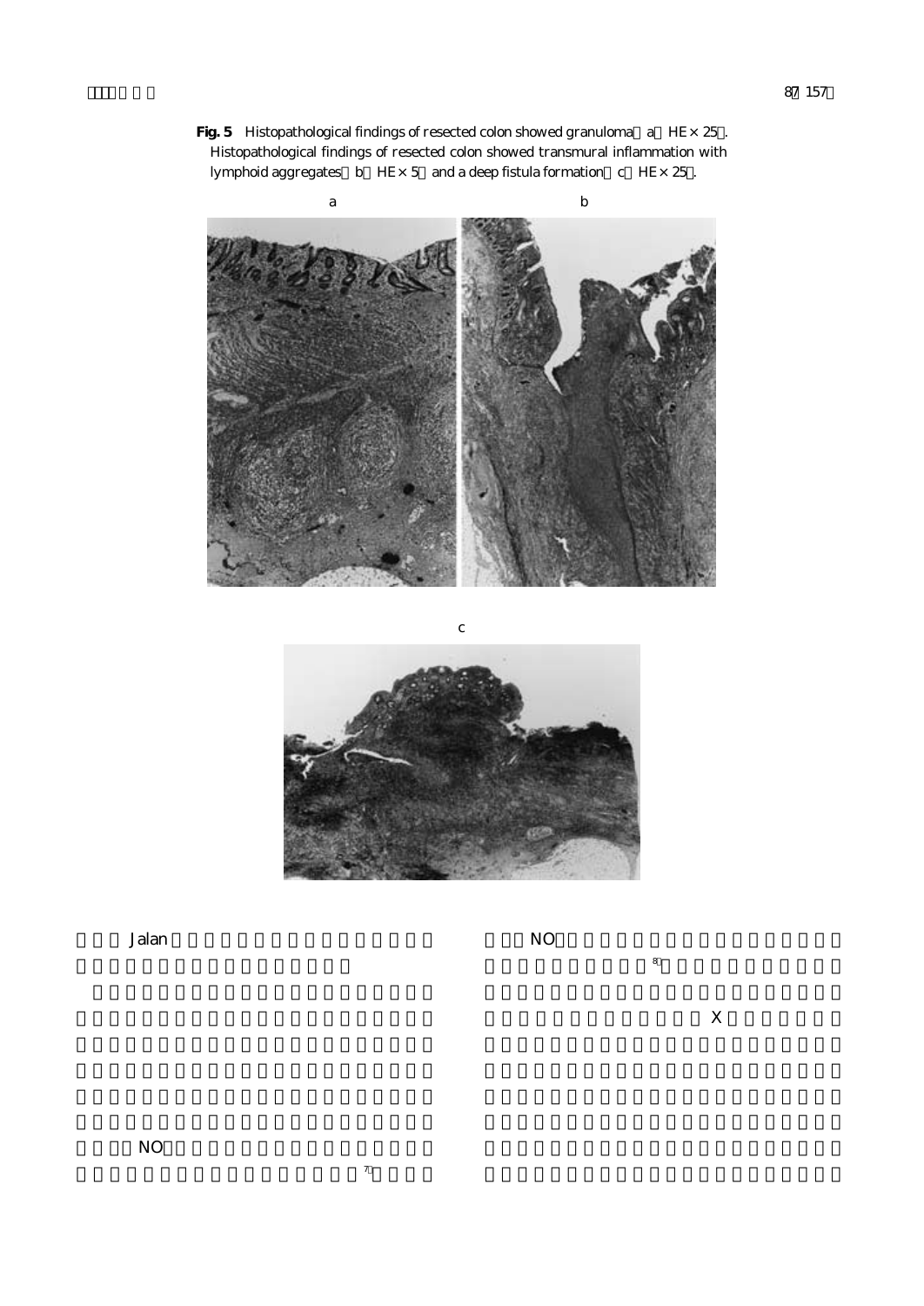**Fig. 5** Histopathological findings of resected colon showed granuloma (a: HE × 25). Histopathological findings of resected colon showed transmural inflammation with lymphoid aggregates (b: HE × 5) and a deep fistula formation (c: HE × 25).

Jalan

NO

[7]

NO

[8]

X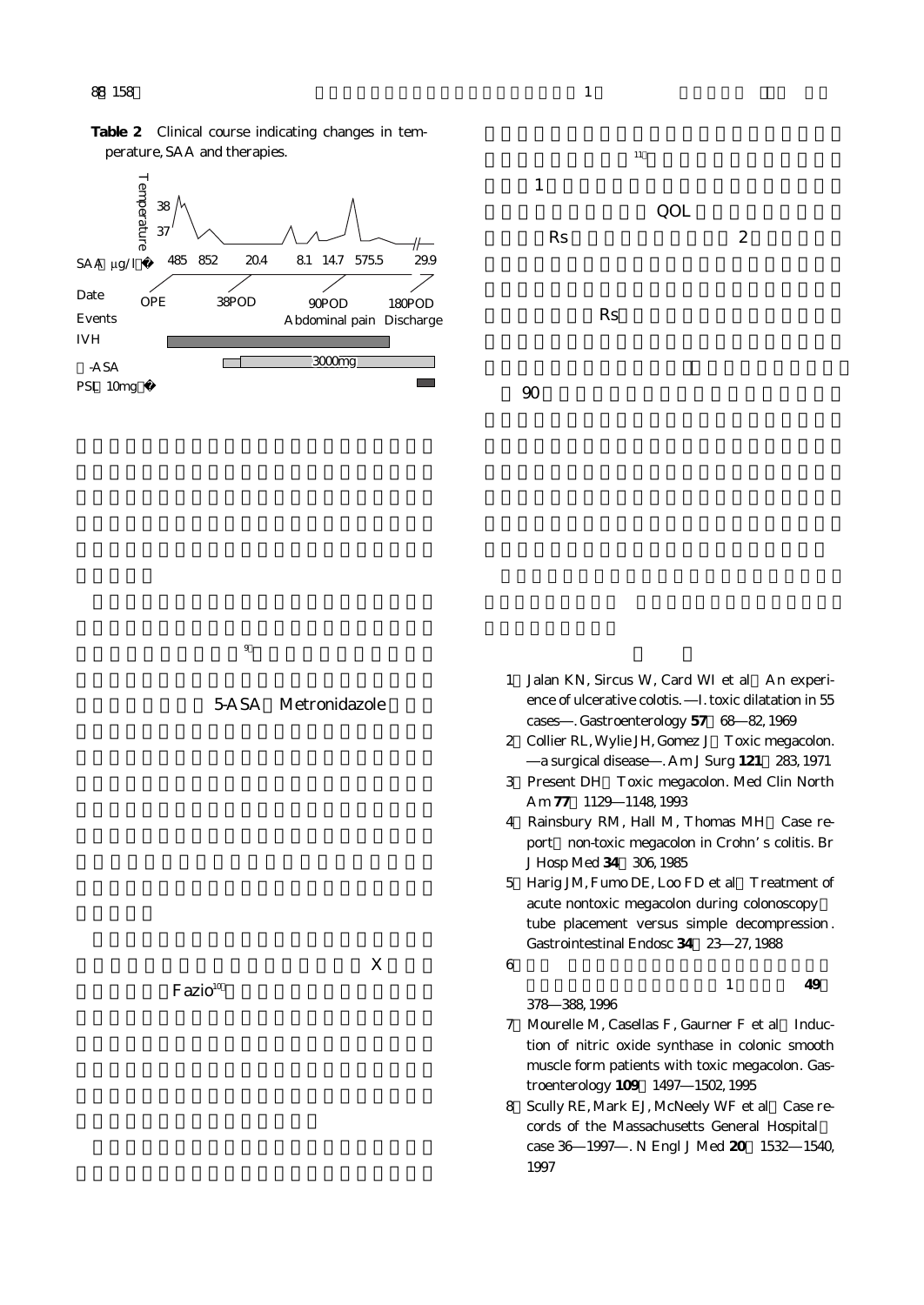**Table 2** Clinical course indicating changes in temperature, SAA and therapies.

| | | | | | | | | |
|---|---|---|---|---|---|---|---|---|
| Temperature | 38 / 37 | | | | | | | |
| SAA（μg/l） | 485 | 852 | 20.4 | 8.1 | 14.7 | 575.5 | 29.9 |
| Date | OPE | | 38POD | | 90POD | | 180POD |
| Events | | | | | Abdominal pain | | Discharge |
| IVH | | | | | | | |
| -ASA | | | | 3000mg | | | |
| PSL（10mg） | | | | | | | |

[9]

5-ASA Metronidazole

X

Fazio[10]

[11]

1

QOL

Rs 2

Rs

90

1) Jalan KN, Sircus W, Card WI et al: An experience of ulcerative colotis. —I. toxic dilatation in 55 cases—. Gastroenterology **57**: 68—82, 1969
2) Collier RL, Wylie JH, Gomez J: Toxic megacolon. —a surgical disease—. Am J Surg **121**: 283, 1971
3) Present DH: Toxic megacolon. Med Clin North Am **77**: 1129—1148, 1993
4) Rainsbury RM, Hall M, Thomas MH: Case report: non-toxic megacolon in Crohn's colitis. Br J Hosp Med **34**: 306, 1985
5) Harig JM, Fumo DE, Loo FD et al: Treatment of acute nontoxic megacolon during colonoscopy: tube placement versus simple decompression. Gastrointestinal Endosc **34**: 23—27, 1988
6) 1 **49**: 378—388, 1996
7) Mourelle M, Casellas F, Gaurner F et al: Induction of nitric oxide synthase in colonic smooth muscle form patients with toxic megacolon. Gastroenterology **109**: 1497—1502, 1995
8) Scully RE, Mark EJ, McNeely WF et al: Case records of the Massachusetts General Hospital: case 36—1997—. N Engl J Med **20**: 1532—1540, 1997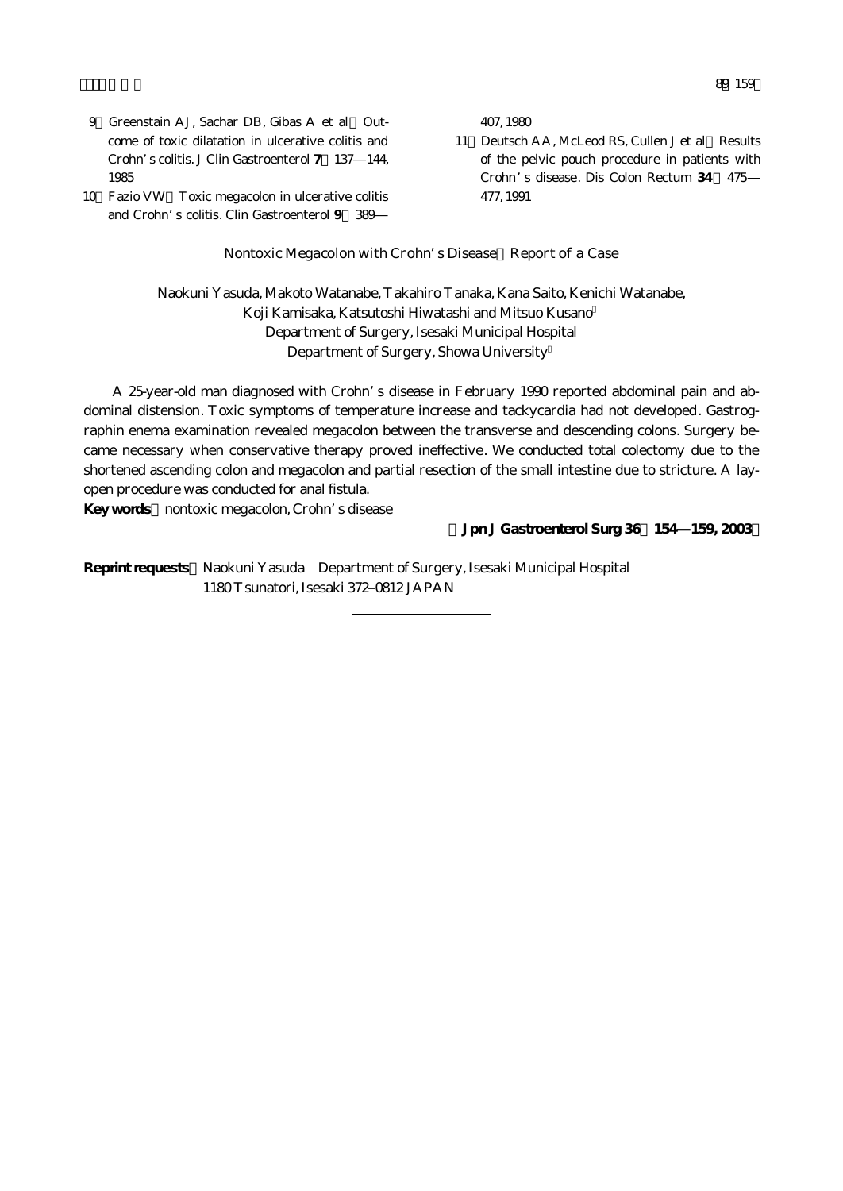9) Greenstain AJ, Sachar DB, Gibas A et al: Outcome of toxic dilatation in ulcerative colitis and Crohn's colitis. J Clin Gastroenterol **7**: 137—144, 1985

10) Fazio VW: Toxic megacolon in ulcerative colitis and Crohn's colitis. Clin Gastroenterol **9**: 389—407, 1980

11) Deutsch AA, McLeod RS, Cullen J et al: Results of the pelvic pouch procedure in patients with Crohn's disease. Dis Colon Rectum **34**: 475—477, 1991

## Nontoxic Megacolon with Crohn's Disease: Report of a Case

Naokuni Yasuda, Makoto Watanabe, Takahiro Tanaka, Kana Saito, Kenichi Watanabe, Koji Kamisaka, Katsutoshi Hiwatashi and Mitsuo Kusano[*]
Department of Surgery, Isesaki Municipal Hospital
Department of Surgery, Showa University[*]

A 25-year-old man diagnosed with Crohn's disease in February 1990 reported abdominal pain and abdominal distension. Toxic symptoms of temperature increase and tackycardia had not developed. Gastrographin enema examination revealed megacolon between the transverse and descending colons. Surgery became necessary when conservative therapy proved ineffective. We conducted total colectomy due to the shortened ascending colon and megacolon and partial resection of the small intestine due to stricture. A lay-open procedure was conducted for anal fistula.

**Key words**: nontoxic megacolon, Crohn's disease

**〔Jpn J Gastroenterol Surg 36: 154—159, 2003〕**

**Reprint requests**: Naokuni Yasuda Department of Surgery, Isesaki Municipal Hospital
1180 Tsunatori, Isesaki 372–0812 JAPAN